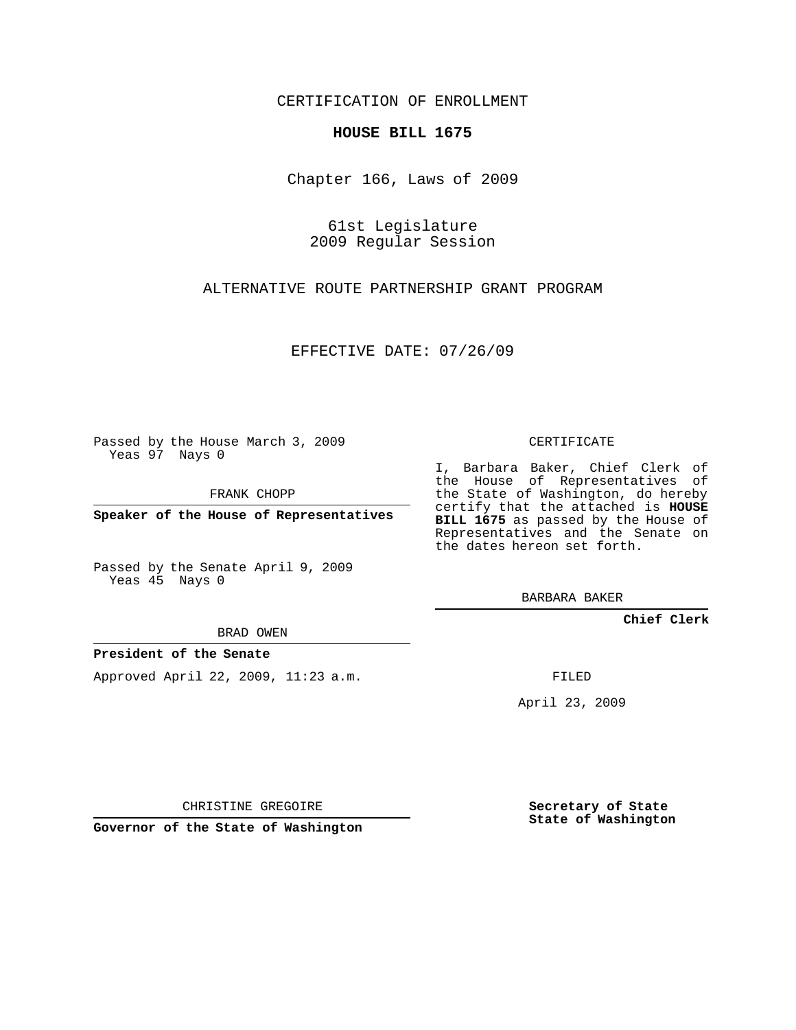CERTIFICATION OF ENROLLMENT

**HOUSE BILL 1675**

Chapter 166, Laws of 2009

61st Legislature
2009 Regular Session

ALTERNATIVE ROUTE PARTNERSHIP GRANT PROGRAM

EFFECTIVE DATE: 07/26/09

Passed by the House March 3, 2009
Yeas 97 Nays 0

FRANK CHOPP

**Speaker of the House of Representatives**

Passed by the Senate April 9, 2009
Yeas 45 Nays 0

BRAD OWEN

**President of the Senate**

Approved April 22, 2009, 11:23 a.m.

CHRISTINE GREGOIRE

**Governor of the State of Washington**

CERTIFICATE

I, Barbara Baker, Chief Clerk of the House of Representatives of the State of Washington, do hereby certify that the attached is **HOUSE BILL 1675** as passed by the House of Representatives and the Senate on the dates hereon set forth.

BARBARA BAKER

**Chief Clerk**

FILED

April 23, 2009

**Secretary of State**
**State of Washington**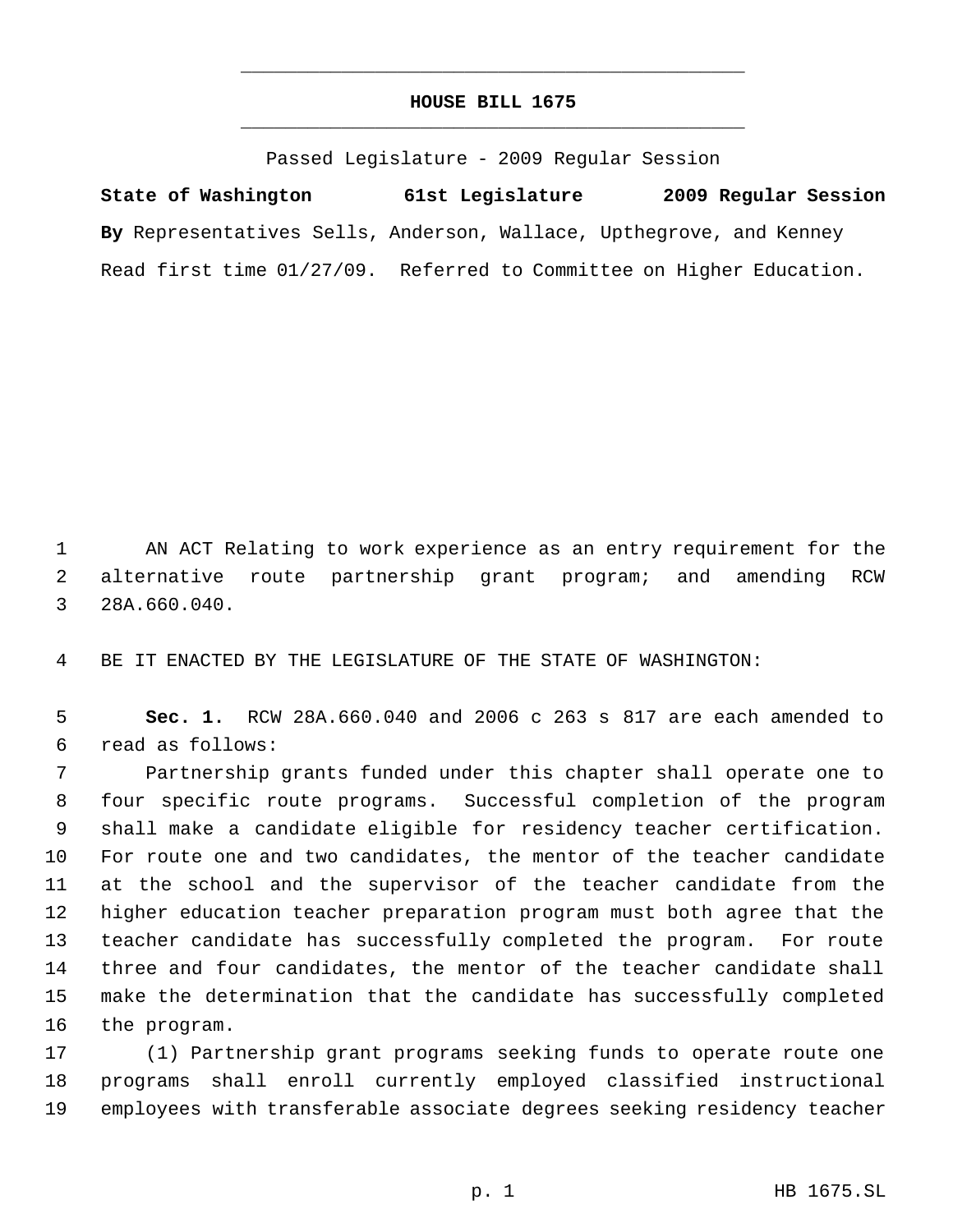# HOUSE BILL 1675

Passed Legislature - 2009 Regular Session

**State of Washington 61st Legislature 2009 Regular Session**

**By** Representatives Sells, Anderson, Wallace, Upthegrove, and Kenney

Read first time 01/27/09. Referred to Committee on Higher Education.

AN ACT Relating to work experience as an entry requirement for the alternative route partnership grant program; and amending RCW 28A.660.040.

BE IT ENACTED BY THE LEGISLATURE OF THE STATE OF WASHINGTON:

**Sec. 1.** RCW 28A.660.040 and 2006 c 263 s 817 are each amended to read as follows:

Partnership grants funded under this chapter shall operate one to four specific route programs. Successful completion of the program shall make a candidate eligible for residency teacher certification. For route one and two candidates, the mentor of the teacher candidate at the school and the supervisor of the teacher candidate from the higher education teacher preparation program must both agree that the teacher candidate has successfully completed the program. For route three and four candidates, the mentor of the teacher candidate shall make the determination that the candidate has successfully completed the program.

(1) Partnership grant programs seeking funds to operate route one programs shall enroll currently employed classified instructional employees with transferable associate degrees seeking residency teacher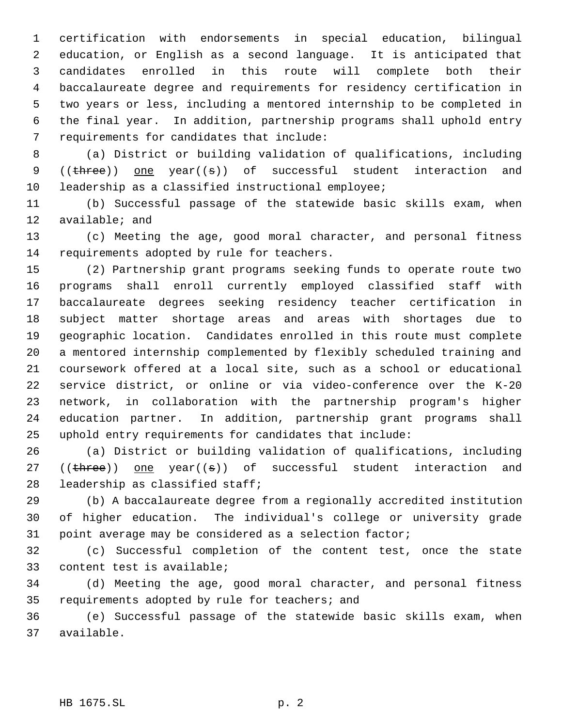certification with endorsements in special education, bilingual education, or English as a second language. It is anticipated that candidates enrolled in this route will complete both their baccalaureate degree and requirements for residency certification in two years or less, including a mentored internship to be completed in the final year. In addition, partnership programs shall uphold entry requirements for candidates that include:

(a) District or building validation of qualifications, including ((~~three~~)) <u>one</u> year((~~s~~)) of successful student interaction and leadership as a classified instructional employee;

(b) Successful passage of the statewide basic skills exam, when available; and

(c) Meeting the age, good moral character, and personal fitness requirements adopted by rule for teachers.

(2) Partnership grant programs seeking funds to operate route two programs shall enroll currently employed classified staff with baccalaureate degrees seeking residency teacher certification in subject matter shortage areas and areas with shortages due to geographic location. Candidates enrolled in this route must complete a mentored internship complemented by flexibly scheduled training and coursework offered at a local site, such as a school or educational service district, or online or via video-conference over the K-20 network, in collaboration with the partnership program's higher education partner. In addition, partnership grant programs shall uphold entry requirements for candidates that include:

(a) District or building validation of qualifications, including ((~~three~~)) <u>one</u> year((~~s~~)) of successful student interaction and leadership as classified staff;

(b) A baccalaureate degree from a regionally accredited institution of higher education. The individual's college or university grade point average may be considered as a selection factor;

(c) Successful completion of the content test, once the state content test is available;

(d) Meeting the age, good moral character, and personal fitness requirements adopted by rule for teachers; and

(e) Successful passage of the statewide basic skills exam, when available.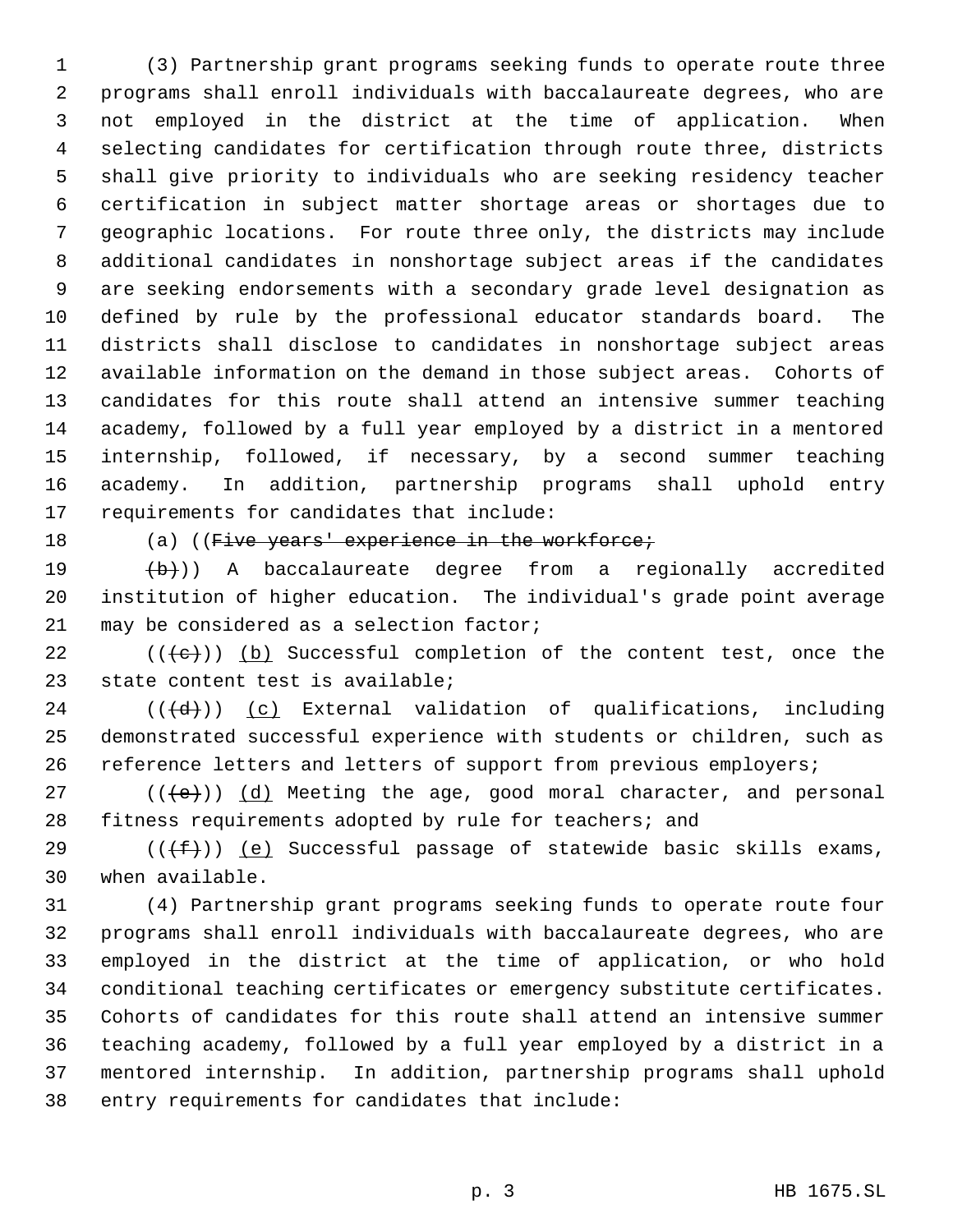(3) Partnership grant programs seeking funds to operate route three programs shall enroll individuals with baccalaureate degrees, who are not employed in the district at the time of application. When selecting candidates for certification through route three, districts shall give priority to individuals who are seeking residency teacher certification in subject matter shortage areas or shortages due to geographic locations. For route three only, the districts may include additional candidates in nonshortage subject areas if the candidates are seeking endorsements with a secondary grade level designation as defined by rule by the professional educator standards board. The districts shall disclose to candidates in nonshortage subject areas available information on the demand in those subject areas. Cohorts of candidates for this route shall attend an intensive summer teaching academy, followed by a full year employed by a district in a mentored internship, followed, if necessary, by a second summer teaching academy. In addition, partnership programs shall uphold entry requirements for candidates that include:

(a) ((~~Five years' experience in the workforce;~~

~~(b)~~)) A baccalaureate degree from a regionally accredited institution of higher education. The individual's grade point average may be considered as a selection factor;

((~~(c)~~)) <u>(b)</u> Successful completion of the content test, once the state content test is available;

((~~(d)~~)) <u>(c)</u> External validation of qualifications, including demonstrated successful experience with students or children, such as reference letters and letters of support from previous employers;

((~~(e)~~)) <u>(d)</u> Meeting the age, good moral character, and personal fitness requirements adopted by rule for teachers; and

((~~(f)~~)) <u>(e)</u> Successful passage of statewide basic skills exams, when available.

(4) Partnership grant programs seeking funds to operate route four programs shall enroll individuals with baccalaureate degrees, who are employed in the district at the time of application, or who hold conditional teaching certificates or emergency substitute certificates. Cohorts of candidates for this route shall attend an intensive summer teaching academy, followed by a full year employed by a district in a mentored internship. In addition, partnership programs shall uphold entry requirements for candidates that include: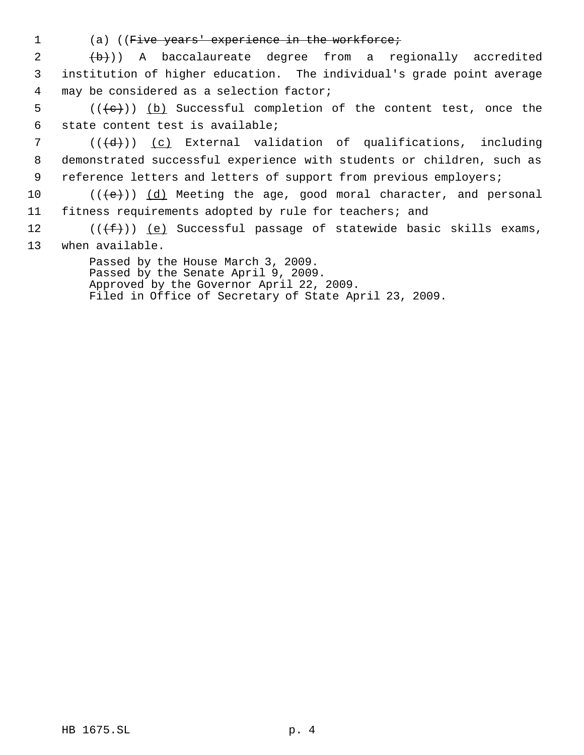(a) ((~~Five years' experience in the workforce;~~

~~(b)~~)) A baccalaureate degree from a regionally accredited institution of higher education. The individual's grade point average may be considered as a selection factor;

((~~(c)~~)) (b) Successful completion of the content test, once the state content test is available;

((~~(d)~~)) (c) External validation of qualifications, including demonstrated successful experience with students or children, such as reference letters and letters of support from previous employers;

((~~(e)~~)) (d) Meeting the age, good moral character, and personal fitness requirements adopted by rule for teachers; and

((~~(f)~~)) (e) Successful passage of statewide basic skills exams, when available.

Passed by the House March 3, 2009.
Passed by the Senate April 9, 2009.
Approved by the Governor April 22, 2009.
Filed in Office of Secretary of State April 23, 2009.